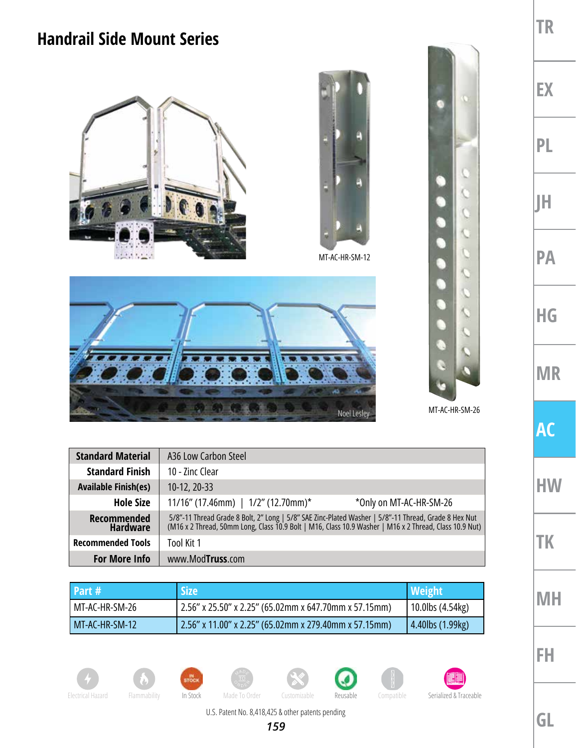# Handrail Side Mount Series

MT-AC-HR-SM-12

MT-AC-HR-SM-26

Noel Lesley

| Standard Material | A36 Low Carbon Steel |
|---|---|
| Standard Finish | 10 - Zinc Clear |
| Available Finish(es) | 10-12, 20-33 |
| Hole Size | 11/16" (17.46mm) \| 1/2" (12.70mm)* *Only on MT-AC-HR-SM-26 |
| Recommended Hardware | 5/8"-11 Thread Grade 8 Bolt, 2" Long \| 5/8" SAE Zinc-Plated Washer \| 5/8"-11 Thread, Grade 8 Hex Nut (M16 x 2 Thread, 50mm Long, Class 10.9 Bolt \| M16, Class 10.9 Washer \| M16 x 2 Thread, Class 10.9 Nut) |
| Recommended Tools | Tool Kit 1 |
| For More Info | www.ModTruss.com |

| Part # | Size | Weight |
|---|---|---|
| MT-AC-HR-SM-26 | 2.56" x 25.50" x 2.25" (65.02mm x 647.70mm x 57.15mm) | 10.0lbs (4.54kg) |
| MT-AC-HR-SM-12 | 2.56" x 11.00" x 2.25" (65.02mm x 279.40mm x 57.15mm) | 4.40lbs (1.99kg) |

Electrical Hazard | Flammability | In Stock | Made To Order | Customizable | Reusable | Compatible | Serialized & Traceable

U.S. Patent No. 8,418,425 & other patents pending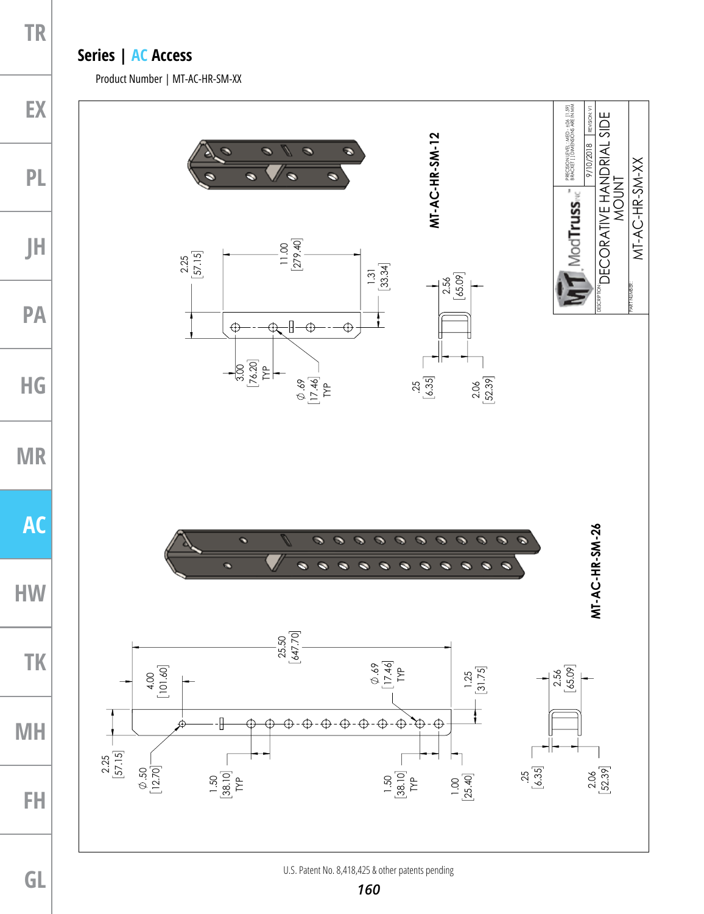## Series | AC Access

Product Number | MT-AC-HR-SM-XX

MT-AC-HR-SM-12

2.25
[57.15]

11.00
[279.40]

1.31
[33.34]

3.00
[76.20]
TYP

∅.69
[17.46]
TYP

2.56
[65.09]

.25
[6.35]

2.06
[52.39]

PRECISION LEVEL - MED - ±.06 [1.59]
BRACKET [ ] DIMENSIONS ARE IN MM

REVISION: V1

9/10/2018

ModTruss INC

DESCRIPTION: DECORATIVE HANDRIAL SIDE MOUNT

PART NUMBER: MT-AC-HR-SM-XX

MT-AC-HR-SM-26

25.50
[647.70]

4.00
[101.60]

∅.69
[17.46]
TYP

1.25
[31.75]

2.25
[57.15]

∅.50
[12.70]

1.50
[38.10]
TYP

1.50
[38.10]
TYP

1.00
[25.40]

2.56
[65.09]

.25
[6.35]

2.06
[52.39]

U.S. Patent No. 8,418,425 & other patents pending